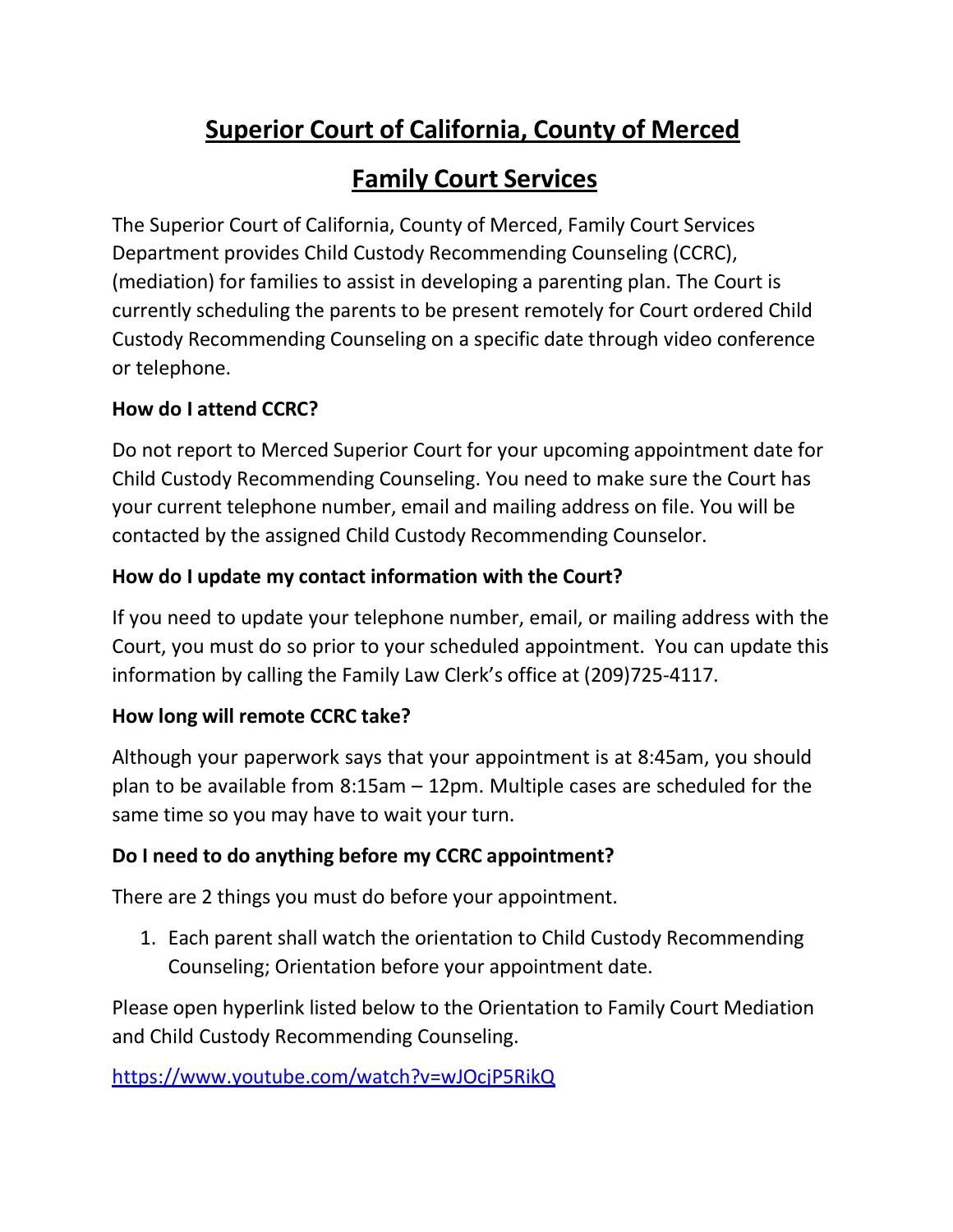# Superior Court of California, County of Merced

# Family Court Services

The Superior Court of California, County of Merced, Family Court Services Department provides Child Custody Recommending Counseling (CCRC), (mediation) for families to assist in developing a parenting plan. The Court is currently scheduling the parents to be present remotely for Court ordered Child Custody Recommending Counseling on a specific date through video conference or telephone.

### How do I attend CCRC?

Do not report to Merced Superior Court for your upcoming appointment date for Child Custody Recommending Counseling. You need to make sure the Court has your current telephone number, email and mailing address on file. You will be contacted by the assigned Child Custody Recommending Counselor.

### How do I update my contact information with the Court?

If you need to update your telephone number, email, or mailing address with the Court, you must do so prior to your scheduled appointment. You can update this information by calling the Family Law Clerk's office at (209)725-4117.

### How long will remote CCRC take?

Although your paperwork says that your appointment is at 8:45am, you should plan to be available from 8:15am – 12pm. Multiple cases are scheduled for the same time so you may have to wait your turn.

### Do I need to do anything before my CCRC appointment?

There are 2 things you must do before your appointment.

1. Each parent shall watch the orientation to Child Custody Recommending Counseling; Orientation before your appointment date.

Please open hyperlink listed below to the Orientation to Family Court Mediation and Child Custody Recommending Counseling.

https://www.youtube.com/watch?v=wJOcjP5RikQ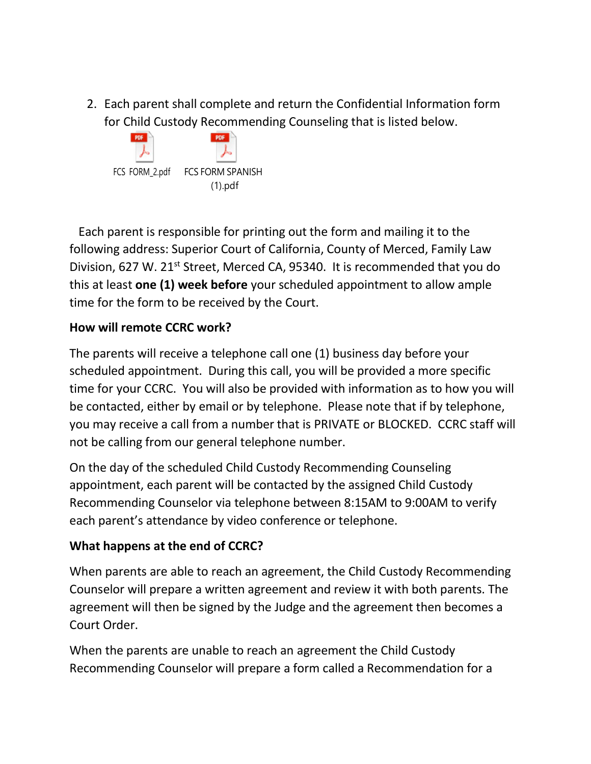2. Each parent shall complete and return the Confidential Information form for Child Custody Recommending Counseling that is listed below.

   FCS FORM_2.pdf   FCS FORM SPANISH (1).pdf

Each parent is responsible for printing out the form and mailing it to the following address: Superior Court of California, County of Merced, Family Law Division, 627 W. 21st Street, Merced CA, 95340. It is recommended that you do this at least **one (1) week before** your scheduled appointment to allow ample time for the form to be received by the Court.

**How will remote CCRC work?**

The parents will receive a telephone call one (1) business day before your scheduled appointment. During this call, you will be provided a more specific time for your CCRC. You will also be provided with information as to how you will be contacted, either by email or by telephone. Please note that if by telephone, you may receive a call from a number that is PRIVATE or BLOCKED. CCRC staff will not be calling from our general telephone number.

On the day of the scheduled Child Custody Recommending Counseling appointment, each parent will be contacted by the assigned Child Custody Recommending Counselor via telephone between 8:15AM to 9:00AM to verify each parent's attendance by video conference or telephone.

**What happens at the end of CCRC?**

When parents are able to reach an agreement, the Child Custody Recommending Counselor will prepare a written agreement and review it with both parents. The agreement will then be signed by the Judge and the agreement then becomes a Court Order.

When the parents are unable to reach an agreement the Child Custody Recommending Counselor will prepare a form called a Recommendation for a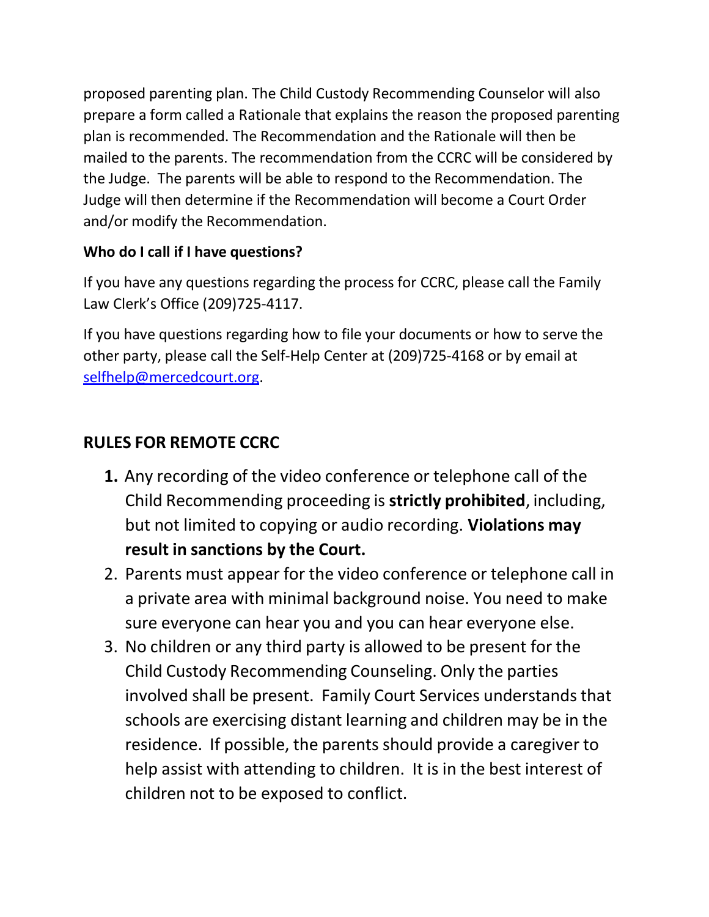proposed parenting plan. The Child Custody Recommending Counselor will also prepare a form called a Rationale that explains the reason the proposed parenting plan is recommended. The Recommendation and the Rationale will then be mailed to the parents. The recommendation from the CCRC will be considered by the Judge. The parents will be able to respond to the Recommendation. The Judge will then determine if the Recommendation will become a Court Order and/or modify the Recommendation.

**Who do I call if I have questions?**

If you have any questions regarding the process for CCRC, please call the Family Law Clerk's Office (209)725-4117.

If you have questions regarding how to file your documents or how to serve the other party, please call the Self-Help Center at (209)725-4168 or by email at selfhelp@mercedcourt.org.

## RULES FOR REMOTE CCRC

1. Any recording of the video conference or telephone call of the Child Recommending proceeding is **strictly prohibited**, including, but not limited to copying or audio recording. **Violations may result in sanctions by the Court.**
2. Parents must appear for the video conference or telephone call in a private area with minimal background noise. You need to make sure everyone can hear you and you can hear everyone else.
3. No children or any third party is allowed to be present for the Child Custody Recommending Counseling. Only the parties involved shall be present. Family Court Services understands that schools are exercising distant learning and children may be in the residence. If possible, the parents should provide a caregiver to help assist with attending to children. It is in the best interest of children not to be exposed to conflict.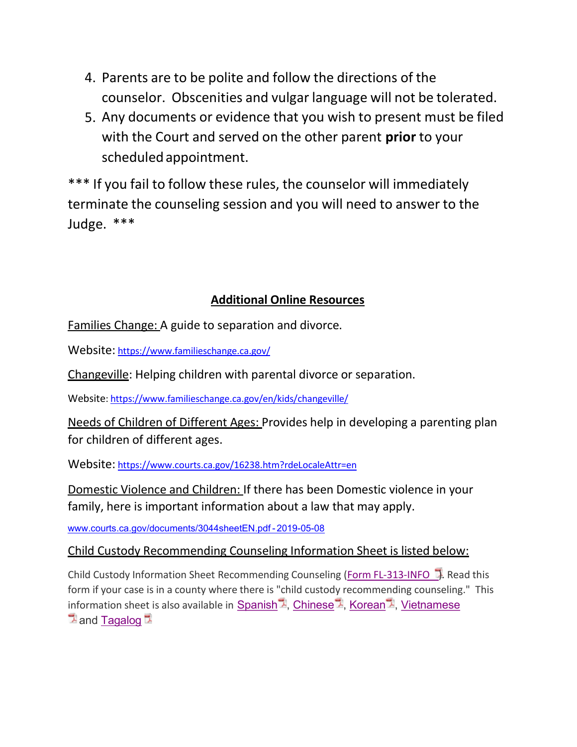4. Parents are to be polite and follow the directions of the counselor. Obscenities and vulgar language will not be tolerated.
5. Any documents or evidence that you wish to present must be filed with the Court and served on the other parent **prior** to your scheduled appointment.

*** If you fail to follow these rules, the counselor will immediately terminate the counseling session and you will need to answer to the Judge. ***

## Additional Online Resources

Families Change: A guide to separation and divorce.

Website: https://www.familieschange.ca.gov/

Changeville: Helping children with parental divorce or separation.

Website: https://www.familieschange.ca.gov/en/kids/changeville/

Needs of Children of Different Ages: Provides help in developing a parenting plan for children of different ages.

Website: https://www.courts.ca.gov/16238.htm?rdeLocaleAttr=en

Domestic Violence and Children: If there has been Domestic violence in your family, here is important information about a law that may apply.

www.courts.ca.gov/documents/3044sheetEN.pdf - 2019-05-08

Child Custody Recommending Counseling Information Sheet is listed below:

Child Custody Information Sheet Recommending Counseling (Form FL-313-INFO). Read this form if your case is in a county where there is "child custody recommending counseling." This information sheet is also available in Spanish, Chinese, Korean, Vietnamese and Tagalog